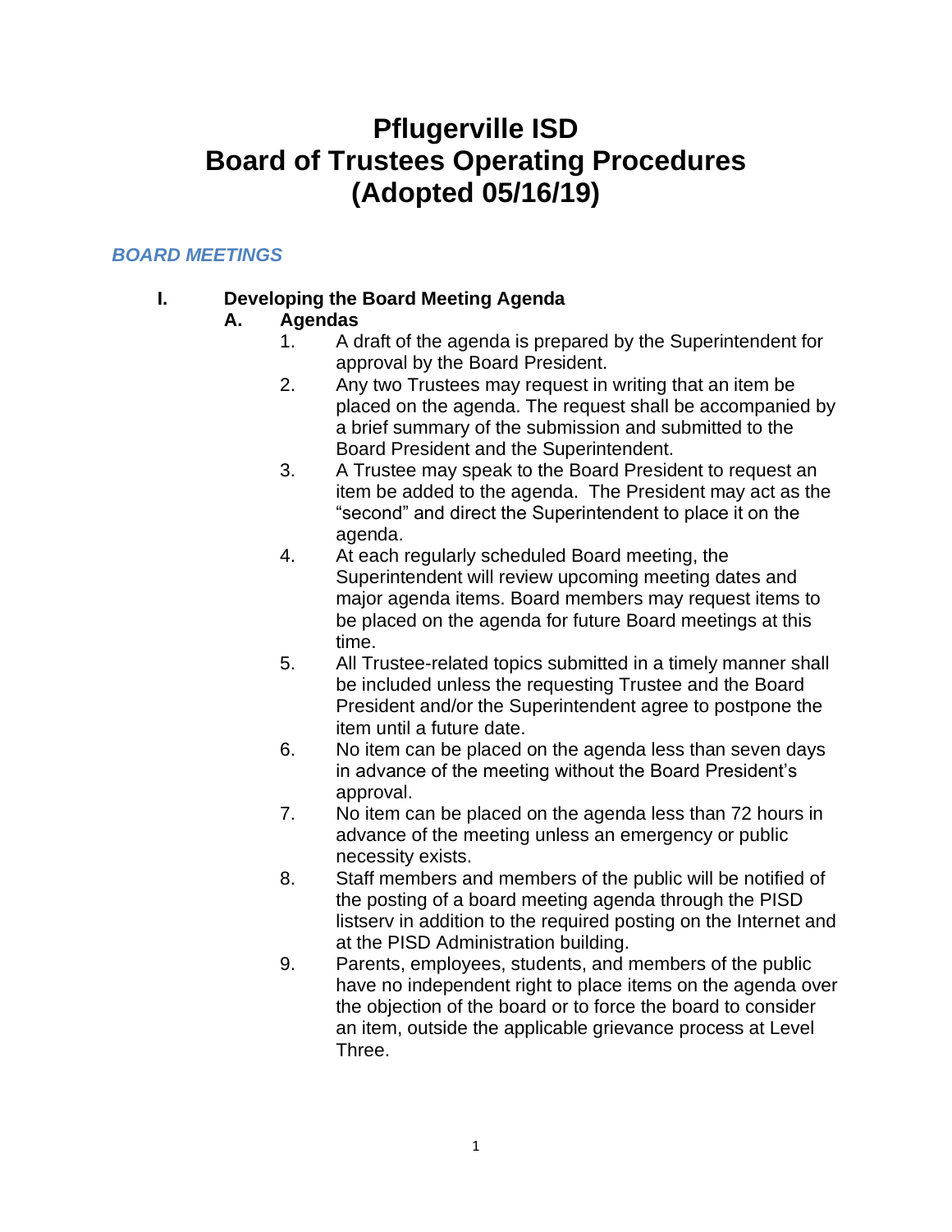# Pflugerville ISD
# Board of Trustees Operating Procedures
# (Adopted 05/16/19)

## *BOARD MEETINGS*

### I. Developing the Board Meeting Agenda

#### A. Agendas

1. A draft of the agenda is prepared by the Superintendent for approval by the Board President.
2. Any two Trustees may request in writing that an item be placed on the agenda. The request shall be accompanied by a brief summary of the submission and submitted to the Board President and the Superintendent.
3. A Trustee may speak to the Board President to request an item be added to the agenda. The President may act as the "second" and direct the Superintendent to place it on the agenda.
4. At each regularly scheduled Board meeting, the Superintendent will review upcoming meeting dates and major agenda items. Board members may request items to be placed on the agenda for future Board meetings at this time.
5. All Trustee-related topics submitted in a timely manner shall be included unless the requesting Trustee and the Board President and/or the Superintendent agree to postpone the item until a future date.
6. No item can be placed on the agenda less than seven days in advance of the meeting without the Board President's approval.
7. No item can be placed on the agenda less than 72 hours in advance of the meeting unless an emergency or public necessity exists.
8. Staff members and members of the public will be notified of the posting of a board meeting agenda through the PISD listserv in addition to the required posting on the Internet and at the PISD Administration building.
9. Parents, employees, students, and members of the public have no independent right to place items on the agenda over the objection of the board or to force the board to consider an item, outside the applicable grievance process at Level Three.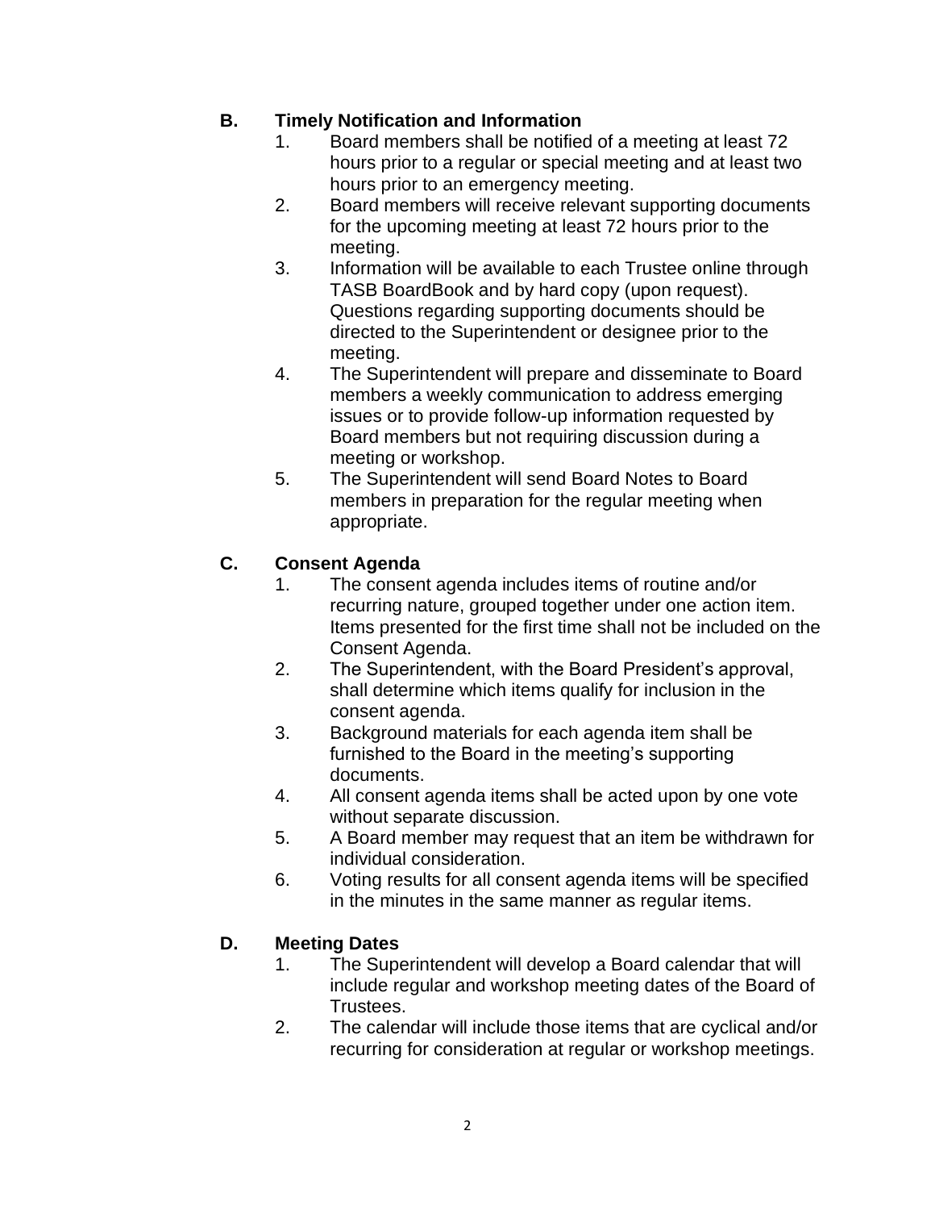## B. Timely Notification and Information

1. Board members shall be notified of a meeting at least 72 hours prior to a regular or special meeting and at least two hours prior to an emergency meeting.
2. Board members will receive relevant supporting documents for the upcoming meeting at least 72 hours prior to the meeting.
3. Information will be available to each Trustee online through TASB BoardBook and by hard copy (upon request). Questions regarding supporting documents should be directed to the Superintendent or designee prior to the meeting.
4. The Superintendent will prepare and disseminate to Board members a weekly communication to address emerging issues or to provide follow-up information requested by Board members but not requiring discussion during a meeting or workshop.
5. The Superintendent will send Board Notes to Board members in preparation for the regular meeting when appropriate.

## C. Consent Agenda

1. The consent agenda includes items of routine and/or recurring nature, grouped together under one action item. Items presented for the first time shall not be included on the Consent Agenda.
2. The Superintendent, with the Board President's approval, shall determine which items qualify for inclusion in the consent agenda.
3. Background materials for each agenda item shall be furnished to the Board in the meeting's supporting documents.
4. All consent agenda items shall be acted upon by one vote without separate discussion.
5. A Board member may request that an item be withdrawn for individual consideration.
6. Voting results for all consent agenda items will be specified in the minutes in the same manner as regular items.

## D. Meeting Dates

1. The Superintendent will develop a Board calendar that will include regular and workshop meeting dates of the Board of Trustees.
2. The calendar will include those items that are cyclical and/or recurring for consideration at regular or workshop meetings.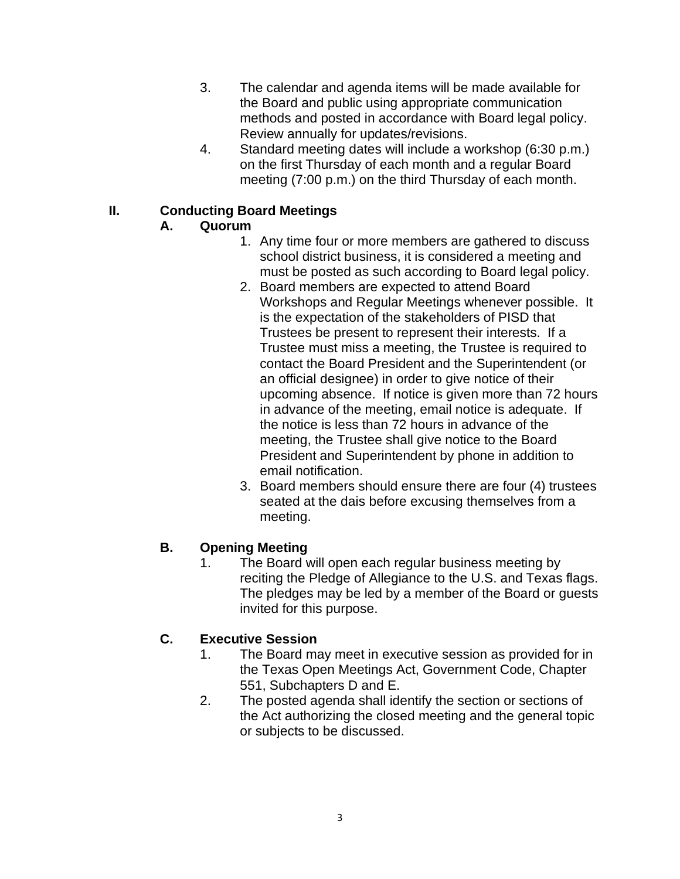3. The calendar and agenda items will be made available for the Board and public using appropriate communication methods and posted in accordance with Board legal policy. Review annually for updates/revisions.
4. Standard meeting dates will include a workshop (6:30 p.m.) on the first Thursday of each month and a regular Board meeting (7:00 p.m.) on the third Thursday of each month.

## II. Conducting Board Meetings

### A. Quorum

1. Any time four or more members are gathered to discuss school district business, it is considered a meeting and must be posted as such according to Board legal policy.
2. Board members are expected to attend Board Workshops and Regular Meetings whenever possible. It is the expectation of the stakeholders of PISD that Trustees be present to represent their interests. If a Trustee must miss a meeting, the Trustee is required to contact the Board President and the Superintendent (or an official designee) in order to give notice of their upcoming absence. If notice is given more than 72 hours in advance of the meeting, email notice is adequate. If the notice is less than 72 hours in advance of the meeting, the Trustee shall give notice to the Board President and Superintendent by phone in addition to email notification.
3. Board members should ensure there are four (4) trustees seated at the dais before excusing themselves from a meeting.

### B. Opening Meeting

1. The Board will open each regular business meeting by reciting the Pledge of Allegiance to the U.S. and Texas flags. The pledges may be led by a member of the Board or guests invited for this purpose.

### C. Executive Session

1. The Board may meet in executive session as provided for in the Texas Open Meetings Act, Government Code, Chapter 551, Subchapters D and E.
2. The posted agenda shall identify the section or sections of the Act authorizing the closed meeting and the general topic or subjects to be discussed.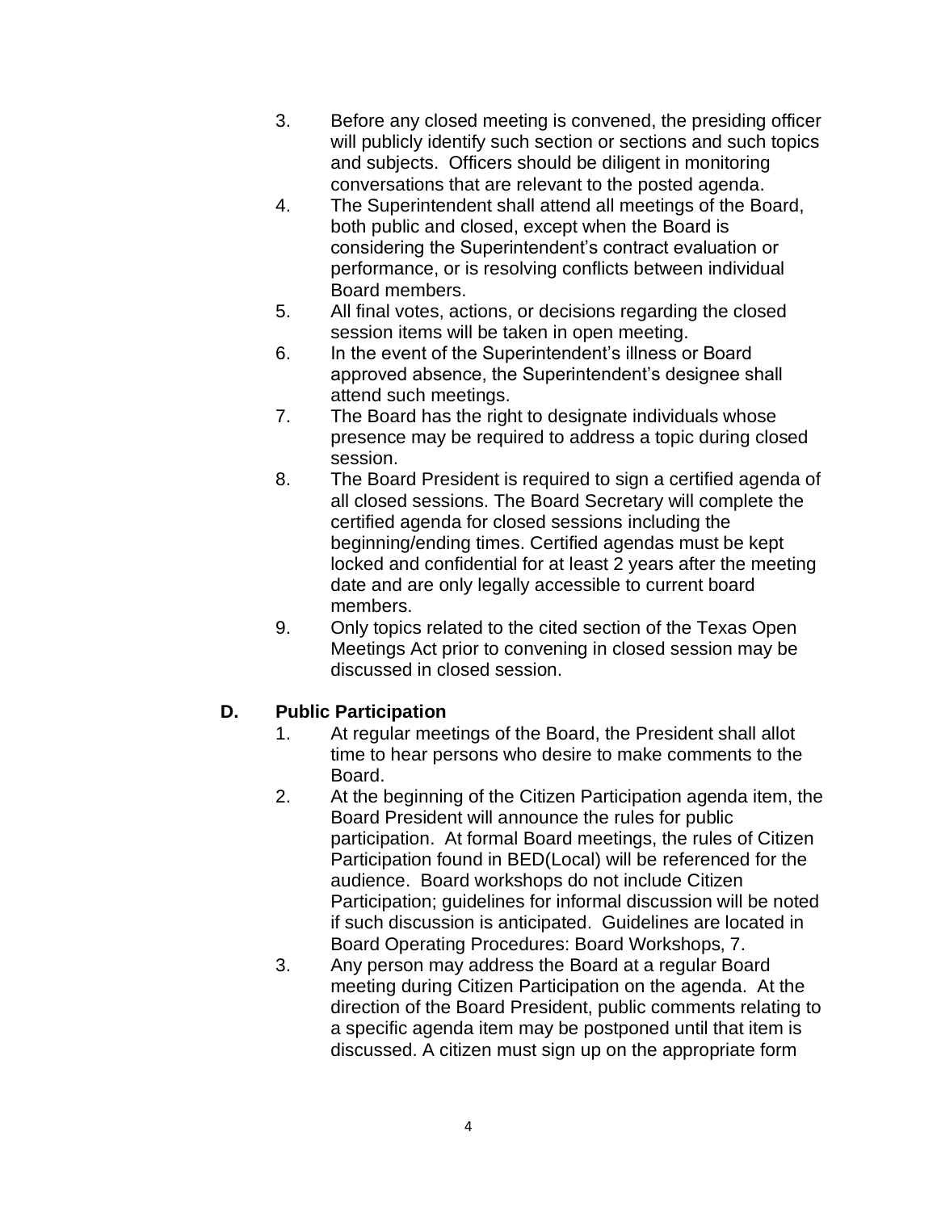3. Before any closed meeting is convened, the presiding officer will publicly identify such section or sections and such topics and subjects. Officers should be diligent in monitoring conversations that are relevant to the posted agenda.
4. The Superintendent shall attend all meetings of the Board, both public and closed, except when the Board is considering the Superintendent's contract evaluation or performance, or is resolving conflicts between individual Board members.
5. All final votes, actions, or decisions regarding the closed session items will be taken in open meeting.
6. In the event of the Superintendent's illness or Board approved absence, the Superintendent's designee shall attend such meetings.
7. The Board has the right to designate individuals whose presence may be required to address a topic during closed session.
8. The Board President is required to sign a certified agenda of all closed sessions. The Board Secretary will complete the certified agenda for closed sessions including the beginning/ending times. Certified agendas must be kept locked and confidential for at least 2 years after the meeting date and are only legally accessible to current board members.
9. Only topics related to the cited section of the Texas Open Meetings Act prior to convening in closed session may be discussed in closed session.

## D. Public Participation

1. At regular meetings of the Board, the President shall allot time to hear persons who desire to make comments to the Board.
2. At the beginning of the Citizen Participation agenda item, the Board President will announce the rules for public participation. At formal Board meetings, the rules of Citizen Participation found in BED(Local) will be referenced for the audience. Board workshops do not include Citizen Participation; guidelines for informal discussion will be noted if such discussion is anticipated. Guidelines are located in Board Operating Procedures: Board Workshops, 7.
3. Any person may address the Board at a regular Board meeting during Citizen Participation on the agenda. At the direction of the Board President, public comments relating to a specific agenda item may be postponed until that item is discussed. A citizen must sign up on the appropriate form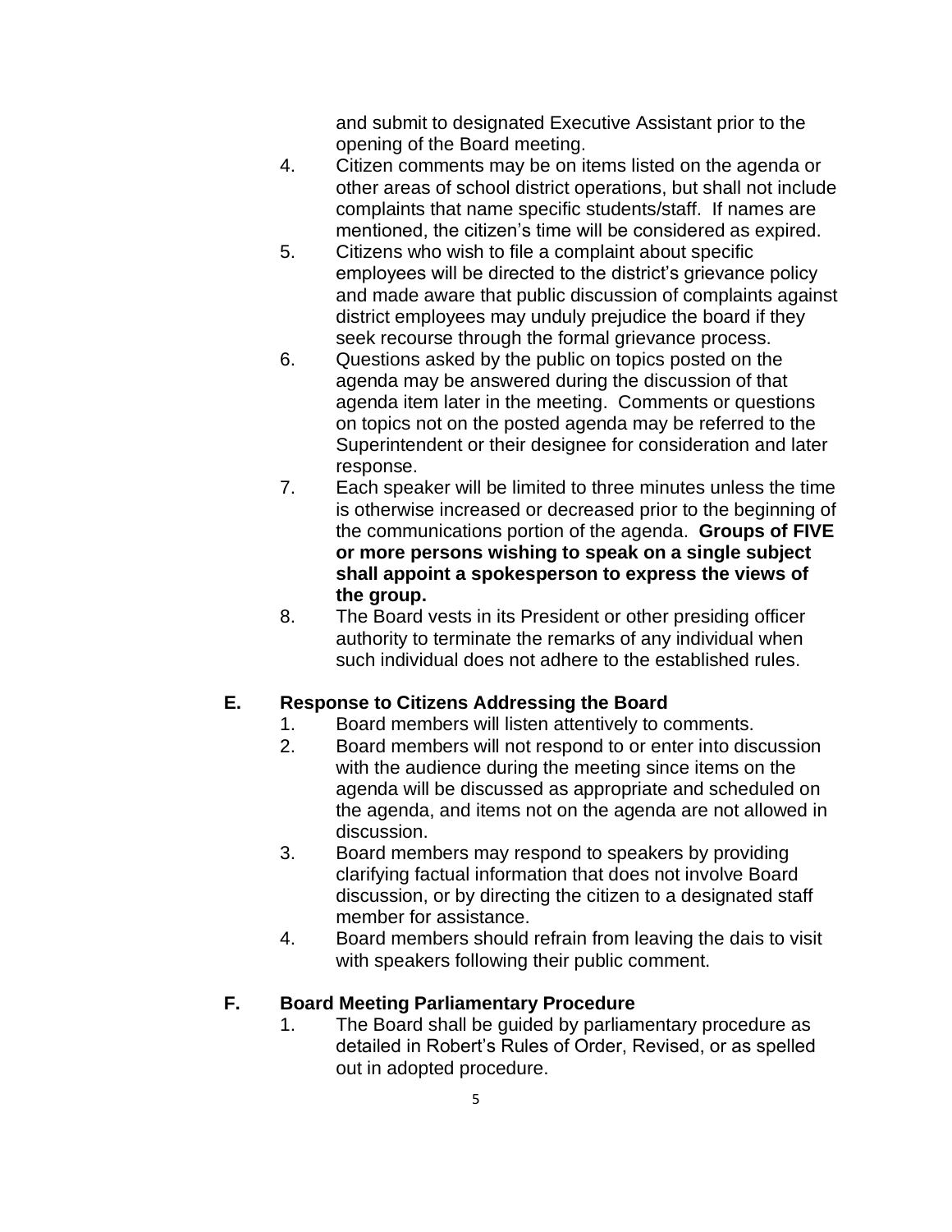and submit to designated Executive Assistant prior to the opening of the Board meeting.

4. Citizen comments may be on items listed on the agenda or other areas of school district operations, but shall not include complaints that name specific students/staff. If names are mentioned, the citizen's time will be considered as expired.
5. Citizens who wish to file a complaint about specific employees will be directed to the district's grievance policy and made aware that public discussion of complaints against district employees may unduly prejudice the board if they seek recourse through the formal grievance process.
6. Questions asked by the public on topics posted on the agenda may be answered during the discussion of that agenda item later in the meeting. Comments or questions on topics not on the posted agenda may be referred to the Superintendent or their designee for consideration and later response.
7. Each speaker will be limited to three minutes unless the time is otherwise increased or decreased prior to the beginning of the communications portion of the agenda. **Groups of FIVE or more persons wishing to speak on a single subject shall appoint a spokesperson to express the views of the group.**
8. The Board vests in its President or other presiding officer authority to terminate the remarks of any individual when such individual does not adhere to the established rules.

### E. Response to Citizens Addressing the Board

1. Board members will listen attentively to comments.
2. Board members will not respond to or enter into discussion with the audience during the meeting since items on the agenda will be discussed as appropriate and scheduled on the agenda, and items not on the agenda are not allowed in discussion.
3. Board members may respond to speakers by providing clarifying factual information that does not involve Board discussion, or by directing the citizen to a designated staff member for assistance.
4. Board members should refrain from leaving the dais to visit with speakers following their public comment.

### F. Board Meeting Parliamentary Procedure

1. The Board shall be guided by parliamentary procedure as detailed in Robert's Rules of Order, Revised, or as spelled out in adopted procedure.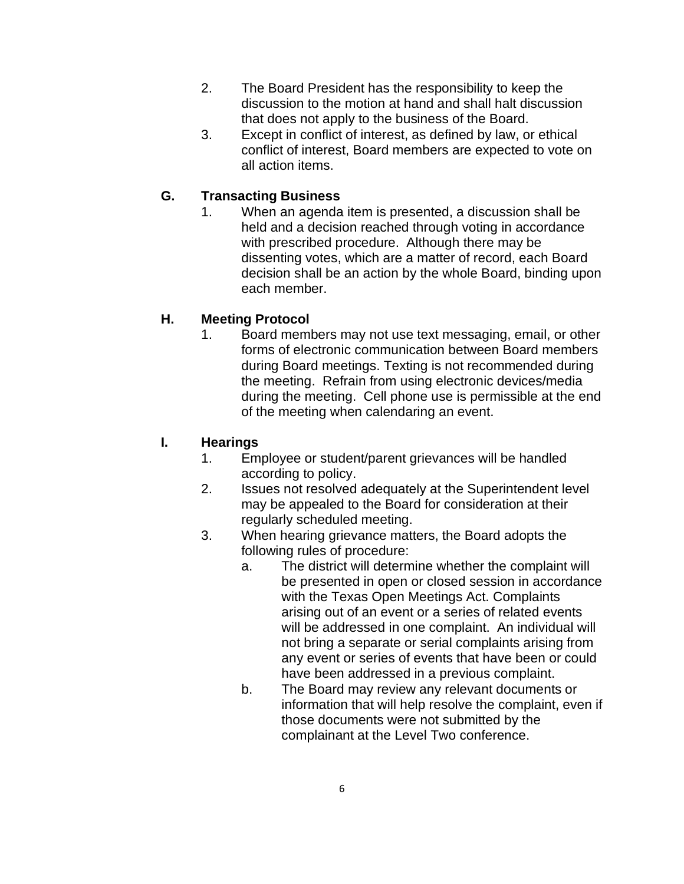2. The Board President has the responsibility to keep the discussion to the motion at hand and shall halt discussion that does not apply to the business of the Board.
3. Except in conflict of interest, as defined by law, or ethical conflict of interest, Board members are expected to vote on all action items.

### G. Transacting Business

1. When an agenda item is presented, a discussion shall be held and a decision reached through voting in accordance with prescribed procedure. Although there may be dissenting votes, which are a matter of record, each Board decision shall be an action by the whole Board, binding upon each member.

### H. Meeting Protocol

1. Board members may not use text messaging, email, or other forms of electronic communication between Board members during Board meetings. Texting is not recommended during the meeting. Refrain from using electronic devices/media during the meeting. Cell phone use is permissible at the end of the meeting when calendaring an event.

### I. Hearings

1. Employee or student/parent grievances will be handled according to policy.
2. Issues not resolved adequately at the Superintendent level may be appealed to the Board for consideration at their regularly scheduled meeting.
3. When hearing grievance matters, the Board adopts the following rules of procedure:
    a. The district will determine whether the complaint will be presented in open or closed session in accordance with the Texas Open Meetings Act. Complaints arising out of an event or a series of related events will be addressed in one complaint. An individual will not bring a separate or serial complaints arising from any event or series of events that have been or could have been addressed in a previous complaint.
    b. The Board may review any relevant documents or information that will help resolve the complaint, even if those documents were not submitted by the complainant at the Level Two conference.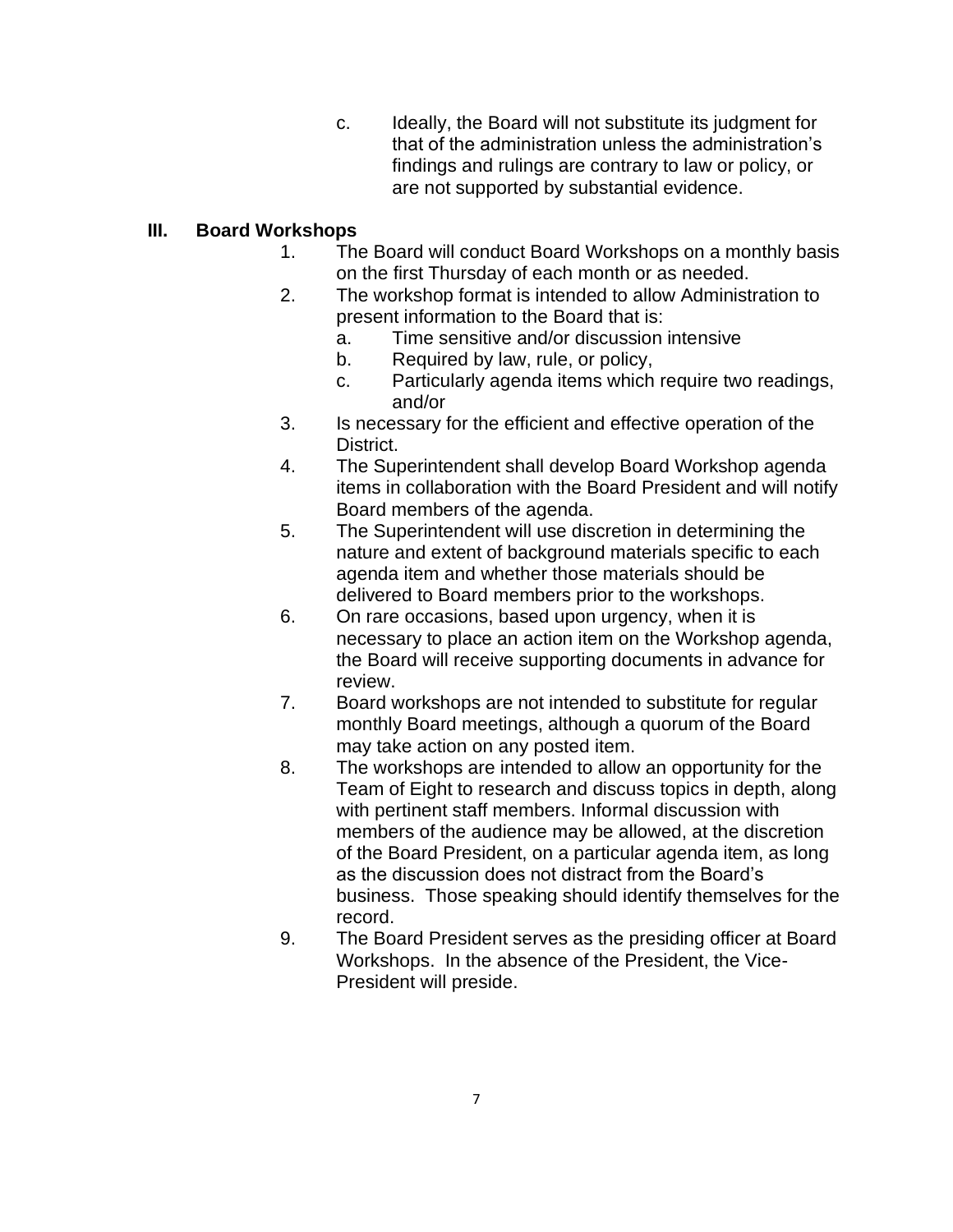c. Ideally, the Board will not substitute its judgment for that of the administration unless the administration's findings and rulings are contrary to law or policy, or are not supported by substantial evidence.

## III. Board Workshops

1. The Board will conduct Board Workshops on a monthly basis on the first Thursday of each month or as needed.
2. The workshop format is intended to allow Administration to present information to the Board that is:
   a. Time sensitive and/or discussion intensive
   b. Required by law, rule, or policy,
   c. Particularly agenda items which require two readings, and/or
3. Is necessary for the efficient and effective operation of the District.
4. The Superintendent shall develop Board Workshop agenda items in collaboration with the Board President and will notify Board members of the agenda.
5. The Superintendent will use discretion in determining the nature and extent of background materials specific to each agenda item and whether those materials should be delivered to Board members prior to the workshops.
6. On rare occasions, based upon urgency, when it is necessary to place an action item on the Workshop agenda, the Board will receive supporting documents in advance for review.
7. Board workshops are not intended to substitute for regular monthly Board meetings, although a quorum of the Board may take action on any posted item.
8. The workshops are intended to allow an opportunity for the Team of Eight to research and discuss topics in depth, along with pertinent staff members. Informal discussion with members of the audience may be allowed, at the discretion of the Board President, on a particular agenda item, as long as the discussion does not distract from the Board's business. Those speaking should identify themselves for the record.
9. The Board President serves as the presiding officer at Board Workshops. In the absence of the President, the Vice-President will preside.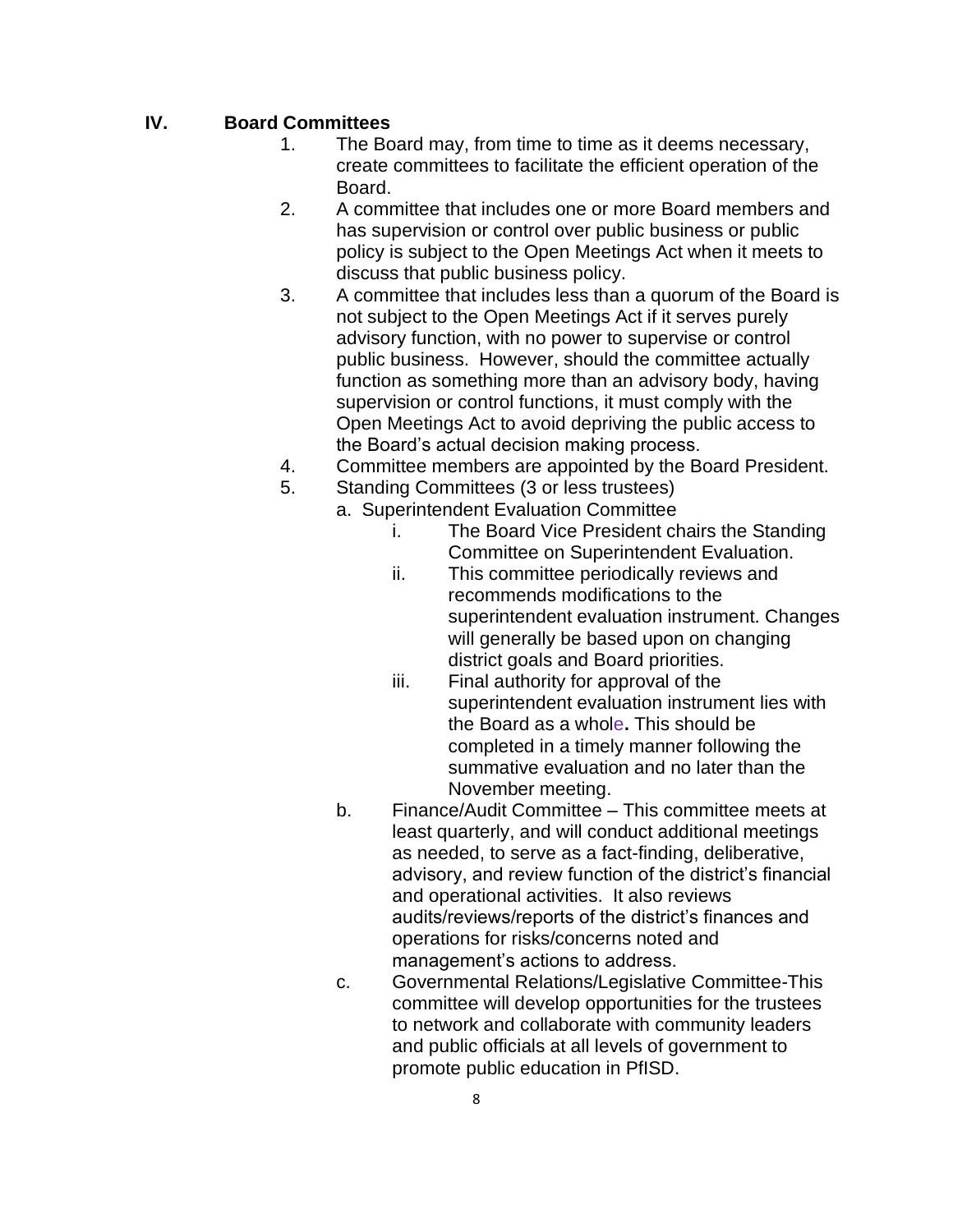## IV. Board Committees

1. The Board may, from time to time as it deems necessary, create committees to facilitate the efficient operation of the Board.
2. A committee that includes one or more Board members and has supervision or control over public business or public policy is subject to the Open Meetings Act when it meets to discuss that public business policy.
3. A committee that includes less than a quorum of the Board is not subject to the Open Meetings Act if it serves purely advisory function, with no power to supervise or control public business. However, should the committee actually function as something more than an advisory body, having supervision or control functions, it must comply with the Open Meetings Act to avoid depriving the public access to the Board's actual decision making process.
4. Committee members are appointed by the Board President.
5. Standing Committees (3 or less trustees)
   a. Superintendent Evaluation Committee
      i. The Board Vice President chairs the Standing Committee on Superintendent Evaluation.
      ii. This committee periodically reviews and recommends modifications to the superintendent evaluation instrument. Changes will generally be based upon on changing district goals and Board priorities.
      iii. Final authority for approval of the superintendent evaluation instrument lies with the Board as a whole**.** This should be completed in a timely manner following the summative evaluation and no later than the November meeting.

   b. Finance/Audit Committee – This committee meets at least quarterly, and will conduct additional meetings as needed, to serve as a fact-finding, deliberative, advisory, and review function of the district's financial and operational activities. It also reviews audits/reviews/reports of the district's finances and operations for risks/concerns noted and management's actions to address.

   c. Governmental Relations/Legislative Committee-This committee will develop opportunities for the trustees to network and collaborate with community leaders and public officials at all levels of government to promote public education in PfISD.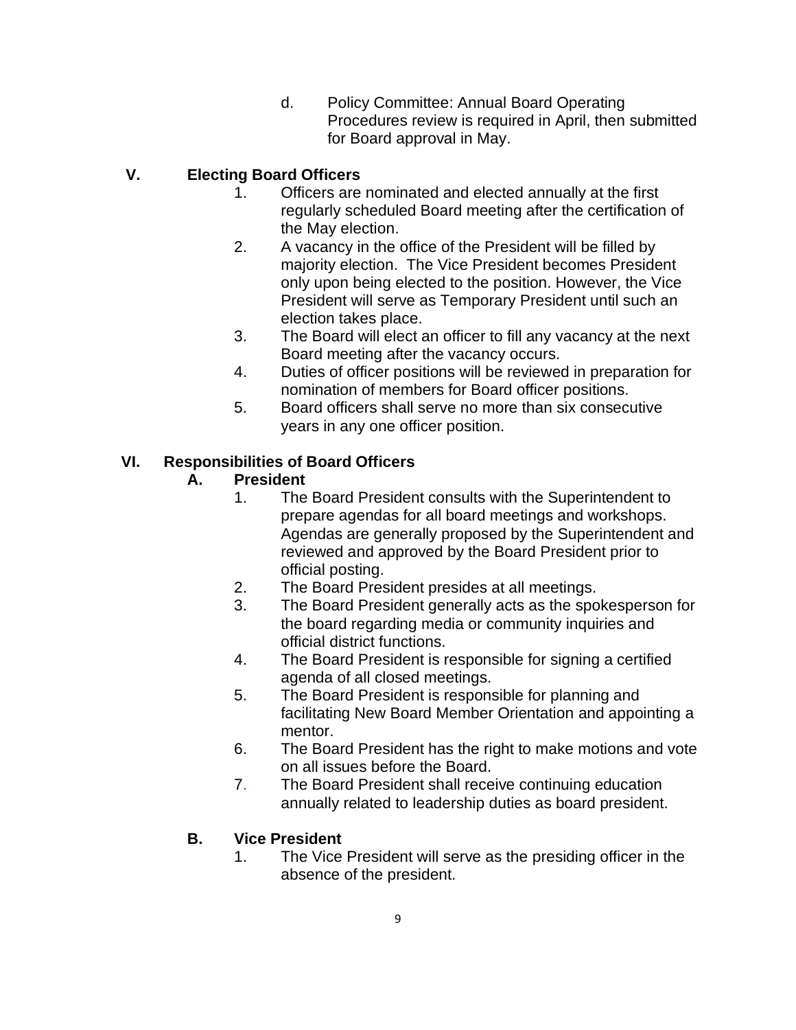d. Policy Committee: Annual Board Operating Procedures review is required in April, then submitted for Board approval in May.

## V. Electing Board Officers

1. Officers are nominated and elected annually at the first regularly scheduled Board meeting after the certification of the May election.
2. A vacancy in the office of the President will be filled by majority election. The Vice President becomes President only upon being elected to the position. However, the Vice President will serve as Temporary President until such an election takes place.
3. The Board will elect an officer to fill any vacancy at the next Board meeting after the vacancy occurs.
4. Duties of officer positions will be reviewed in preparation for nomination of members for Board officer positions.
5. Board officers shall serve no more than six consecutive years in any one officer position.

## VI. Responsibilities of Board Officers

### A. President

1. The Board President consults with the Superintendent to prepare agendas for all board meetings and workshops. Agendas are generally proposed by the Superintendent and reviewed and approved by the Board President prior to official posting.
2. The Board President presides at all meetings.
3. The Board President generally acts as the spokesperson for the board regarding media or community inquiries and official district functions.
4. The Board President is responsible for signing a certified agenda of all closed meetings.
5. The Board President is responsible for planning and facilitating New Board Member Orientation and appointing a mentor.
6. The Board President has the right to make motions and vote on all issues before the Board.
7. The Board President shall receive continuing education annually related to leadership duties as board president.

### B. Vice President

1. The Vice President will serve as the presiding officer in the absence of the president.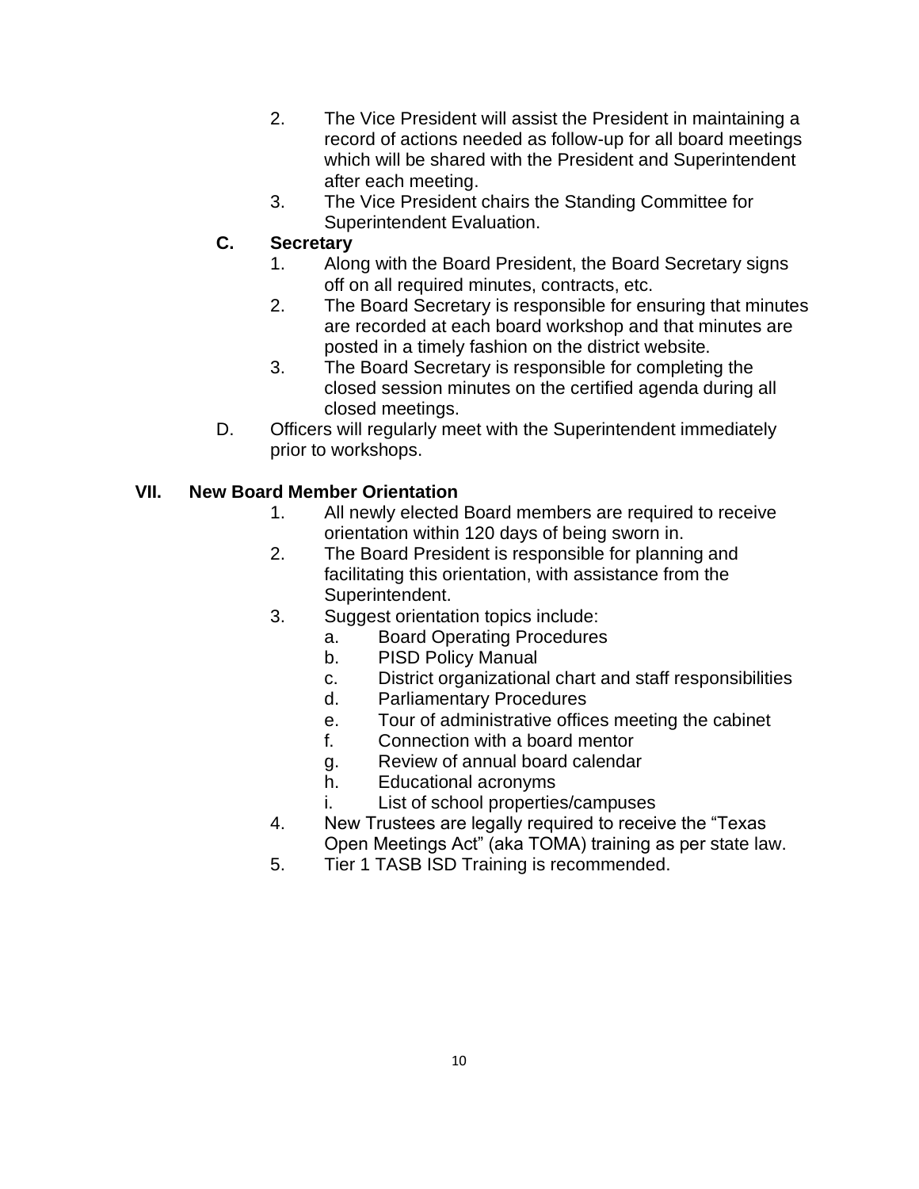2. The Vice President will assist the President in maintaining a record of actions needed as follow-up for all board meetings which will be shared with the President and Superintendent after each meeting.
3. The Vice President chairs the Standing Committee for Superintendent Evaluation.

**C. Secretary**

1. Along with the Board President, the Board Secretary signs off on all required minutes, contracts, etc.
2. The Board Secretary is responsible for ensuring that minutes are recorded at each board workshop and that minutes are posted in a timely fashion on the district website.
3. The Board Secretary is responsible for completing the closed session minutes on the certified agenda during all closed meetings.

D. Officers will regularly meet with the Superintendent immediately prior to workshops.

## VII. New Board Member Orientation

1. All newly elected Board members are required to receive orientation within 120 days of being sworn in.
2. The Board President is responsible for planning and facilitating this orientation, with assistance from the Superintendent.
3. Suggest orientation topics include:
   a. Board Operating Procedures
   b. PISD Policy Manual
   c. District organizational chart and staff responsibilities
   d. Parliamentary Procedures
   e. Tour of administrative offices meeting the cabinet
   f. Connection with a board mentor
   g. Review of annual board calendar
   h. Educational acronyms
   i. List of school properties/campuses
4. New Trustees are legally required to receive the "Texas Open Meetings Act" (aka TOMA) training as per state law.
5. Tier 1 TASB ISD Training is recommended.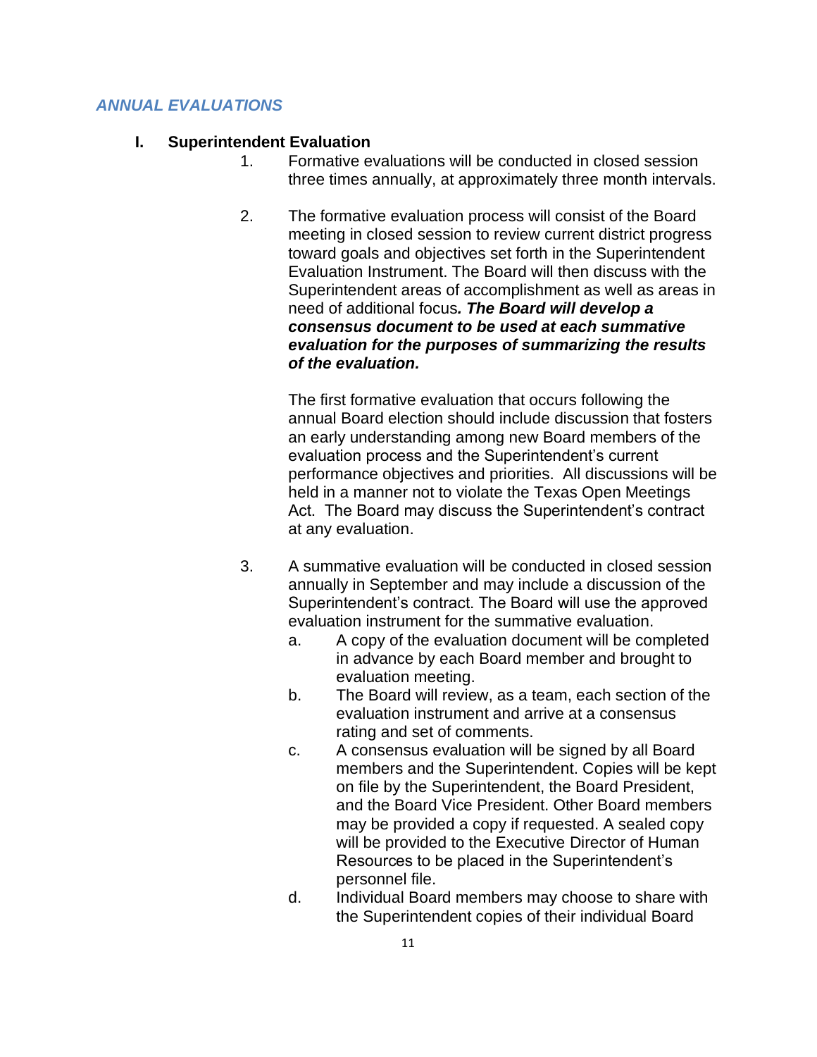## *ANNUAL EVALUATIONS*

### I. Superintendent Evaluation

1. Formative evaluations will be conducted in closed session three times annually, at approximately three month intervals.

2. The formative evaluation process will consist of the Board meeting in closed session to review current district progress toward goals and objectives set forth in the Superintendent Evaluation Instrument. The Board will then discuss with the Superintendent areas of accomplishment as well as areas in need of additional focus***. The Board will develop a consensus document to be used at each summative evaluation for the purposes of summarizing the results of the evaluation.***

   The first formative evaluation that occurs following the annual Board election should include discussion that fosters an early understanding among new Board members of the evaluation process and the Superintendent's current performance objectives and priorities. All discussions will be held in a manner not to violate the Texas Open Meetings Act. The Board may discuss the Superintendent's contract at any evaluation.

3. A summative evaluation will be conducted in closed session annually in September and may include a discussion of the Superintendent's contract. The Board will use the approved evaluation instrument for the summative evaluation.
   a. A copy of the evaluation document will be completed in advance by each Board member and brought to evaluation meeting.
   b. The Board will review, as a team, each section of the evaluation instrument and arrive at a consensus rating and set of comments.
   c. A consensus evaluation will be signed by all Board members and the Superintendent. Copies will be kept on file by the Superintendent, the Board President, and the Board Vice President. Other Board members may be provided a copy if requested. A sealed copy will be provided to the Executive Director of Human Resources to be placed in the Superintendent's personnel file.
   d. Individual Board members may choose to share with the Superintendent copies of their individual Board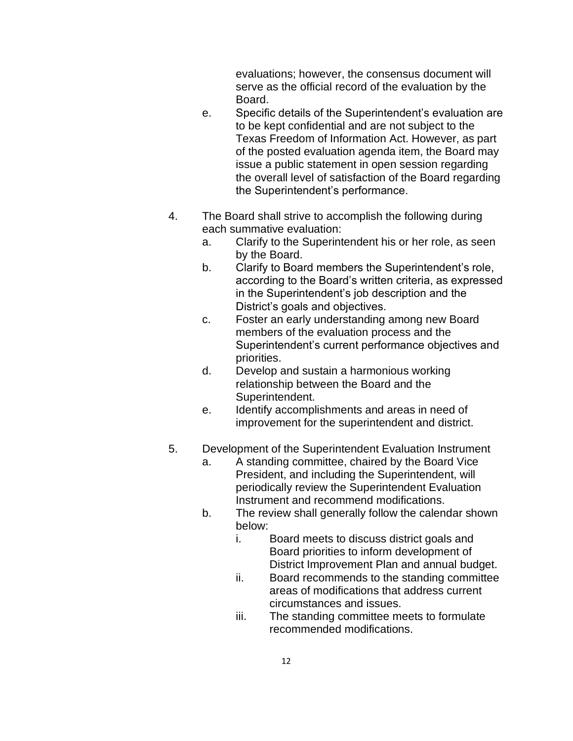evaluations; however, the consensus document will serve as the official record of the evaluation by the Board.

   e. Specific details of the Superintendent's evaluation are to be kept confidential and are not subject to the Texas Freedom of Information Act. However, as part of the posted evaluation agenda item, the Board may issue a public statement in open session regarding the overall level of satisfaction of the Board regarding the Superintendent's performance.

4. The Board shall strive to accomplish the following during each summative evaluation:
   a. Clarify to the Superintendent his or her role, as seen by the Board.
   b. Clarify to Board members the Superintendent's role, according to the Board's written criteria, as expressed in the Superintendent's job description and the District's goals and objectives.
   c. Foster an early understanding among new Board members of the evaluation process and the Superintendent's current performance objectives and priorities.
   d. Develop and sustain a harmonious working relationship between the Board and the Superintendent.
   e. Identify accomplishments and areas in need of improvement for the superintendent and district.

5. Development of the Superintendent Evaluation Instrument
   a. A standing committee, chaired by the Board Vice President, and including the Superintendent, will periodically review the Superintendent Evaluation Instrument and recommend modifications.
   b. The review shall generally follow the calendar shown below:
      i. Board meets to discuss district goals and Board priorities to inform development of District Improvement Plan and annual budget.
      ii. Board recommends to the standing committee areas of modifications that address current circumstances and issues.
      iii. The standing committee meets to formulate recommended modifications.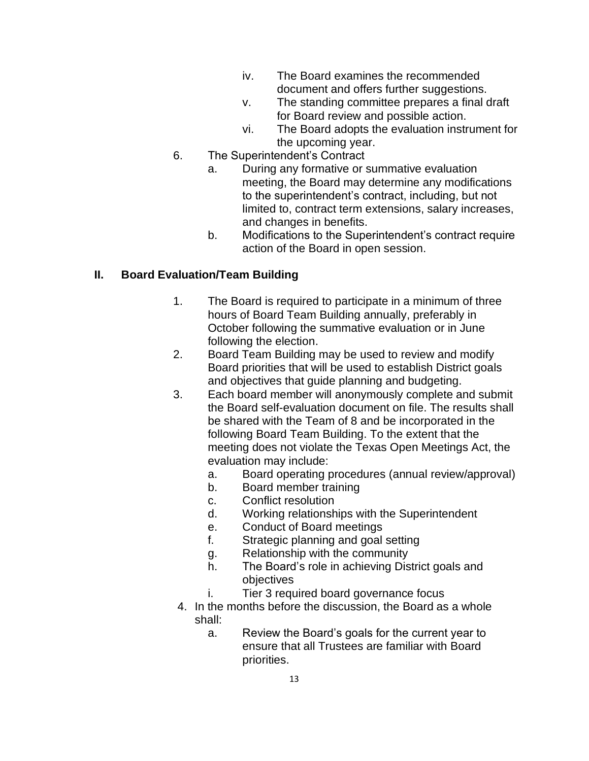iv. The Board examines the recommended document and offers further suggestions.
   v. The standing committee prepares a final draft for Board review and possible action.
   vi. The Board adopts the evaluation instrument for the upcoming year.

6. The Superintendent's Contract
   a. During any formative or summative evaluation meeting, the Board may determine any modifications to the superintendent's contract, including, but not limited to, contract term extensions, salary increases, and changes in benefits.
   b. Modifications to the Superintendent's contract require action of the Board in open session.

## II. Board Evaluation/Team Building

1. The Board is required to participate in a minimum of three hours of Board Team Building annually, preferably in October following the summative evaluation or in June following the election.
2. Board Team Building may be used to review and modify Board priorities that will be used to establish District goals and objectives that guide planning and budgeting.
3. Each board member will anonymously complete and submit the Board self-evaluation document on file. The results shall be shared with the Team of 8 and be incorporated in the following Board Team Building. To the extent that the meeting does not violate the Texas Open Meetings Act, the evaluation may include:
   a. Board operating procedures (annual review/approval)
   b. Board member training
   c. Conflict resolution
   d. Working relationships with the Superintendent
   e. Conduct of Board meetings
   f. Strategic planning and goal setting
   g. Relationship with the community
   h. The Board's role in achieving District goals and objectives
   i. Tier 3 required board governance focus
4. In the months before the discussion, the Board as a whole shall:
   a. Review the Board's goals for the current year to ensure that all Trustees are familiar with Board priorities.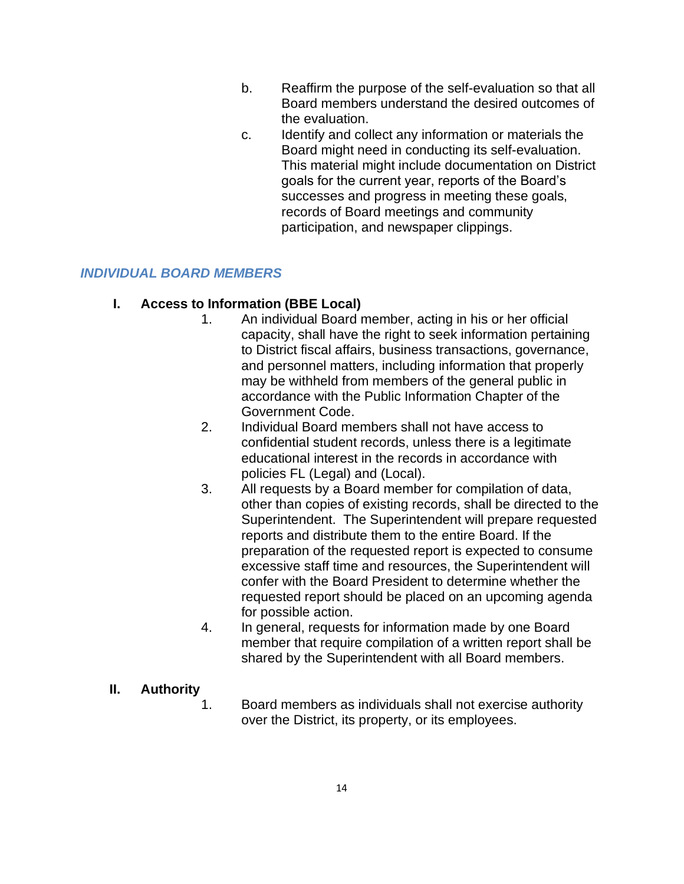b. Reaffirm the purpose of the self-evaluation so that all Board members understand the desired outcomes of the evaluation.

c. Identify and collect any information or materials the Board might need in conducting its self-evaluation. This material might include documentation on District goals for the current year, reports of the Board's successes and progress in meeting these goals, records of Board meetings and community participation, and newspaper clippings.

## *INDIVIDUAL BOARD MEMBERS*

### I. Access to Information (BBE Local)

1. An individual Board member, acting in his or her official capacity, shall have the right to seek information pertaining to District fiscal affairs, business transactions, governance, and personnel matters, including information that properly may be withheld from members of the general public in accordance with the Public Information Chapter of the Government Code.
2. Individual Board members shall not have access to confidential student records, unless there is a legitimate educational interest in the records in accordance with policies FL (Legal) and (Local).
3. All requests by a Board member for compilation of data, other than copies of existing records, shall be directed to the Superintendent. The Superintendent will prepare requested reports and distribute them to the entire Board. If the preparation of the requested report is expected to consume excessive staff time and resources, the Superintendent will confer with the Board President to determine whether the requested report should be placed on an upcoming agenda for possible action.
4. In general, requests for information made by one Board member that require compilation of a written report shall be shared by the Superintendent with all Board members.

### II. Authority

1. Board members as individuals shall not exercise authority over the District, its property, or its employees.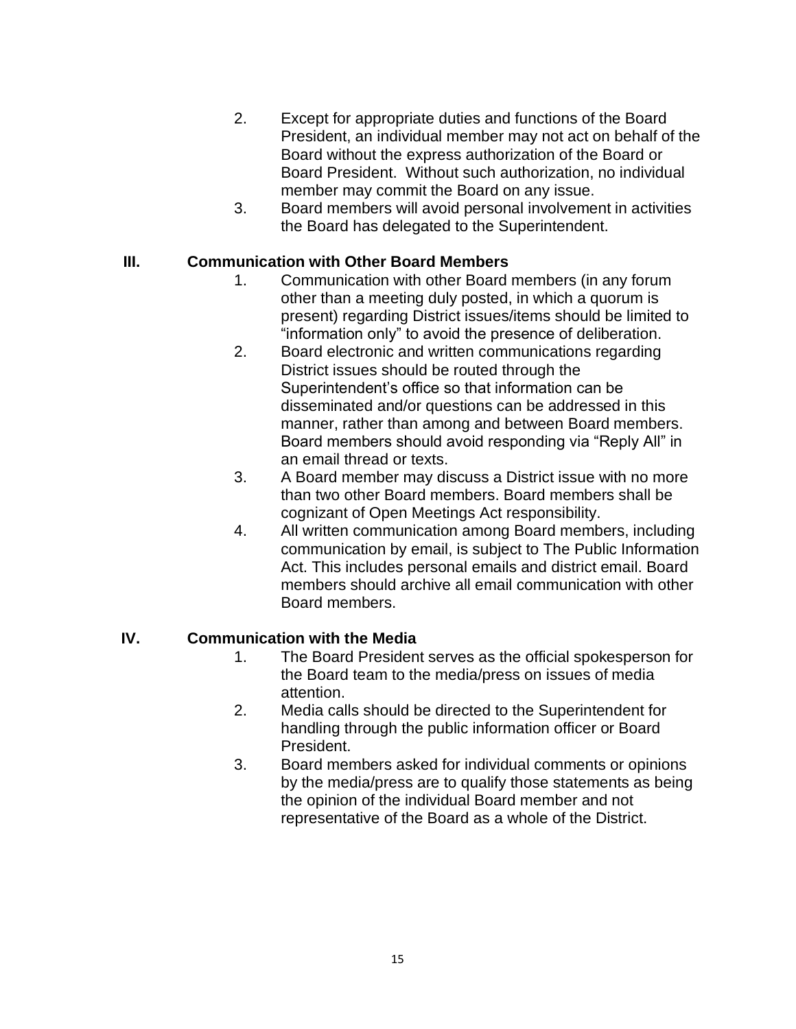2. Except for appropriate duties and functions of the Board President, an individual member may not act on behalf of the Board without the express authorization of the Board or Board President. Without such authorization, no individual member may commit the Board on any issue.
3. Board members will avoid personal involvement in activities the Board has delegated to the Superintendent.

## III. Communication with Other Board Members

1. Communication with other Board members (in any forum other than a meeting duly posted, in which a quorum is present) regarding District issues/items should be limited to "information only" to avoid the presence of deliberation.
2. Board electronic and written communications regarding District issues should be routed through the Superintendent's office so that information can be disseminated and/or questions can be addressed in this manner, rather than among and between Board members. Board members should avoid responding via "Reply All" in an email thread or texts.
3. A Board member may discuss a District issue with no more than two other Board members. Board members shall be cognizant of Open Meetings Act responsibility.
4. All written communication among Board members, including communication by email, is subject to The Public Information Act. This includes personal emails and district email. Board members should archive all email communication with other Board members.

## IV. Communication with the Media

1. The Board President serves as the official spokesperson for the Board team to the media/press on issues of media attention.
2. Media calls should be directed to the Superintendent for handling through the public information officer or Board President.
3. Board members asked for individual comments or opinions by the media/press are to qualify those statements as being the opinion of the individual Board member and not representative of the Board as a whole of the District.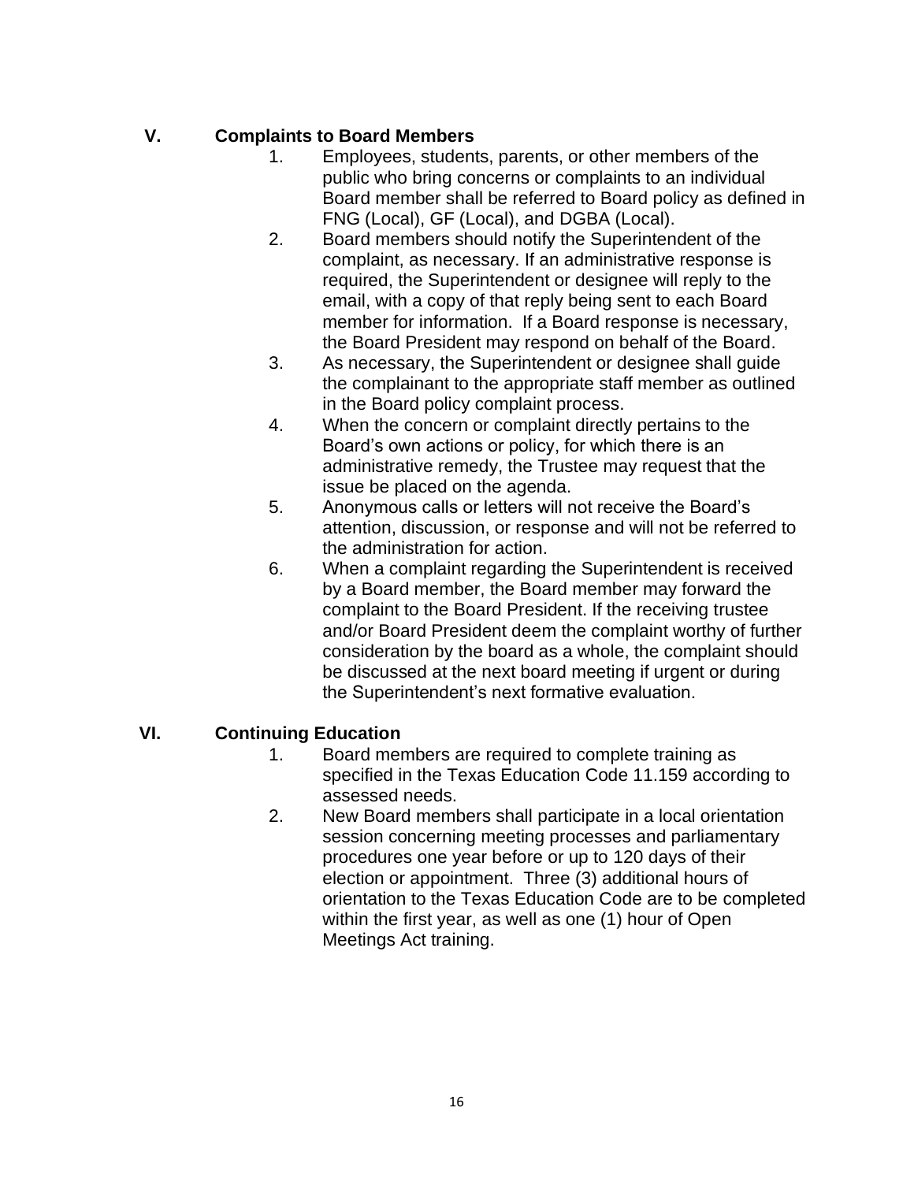## V. Complaints to Board Members

1. Employees, students, parents, or other members of the public who bring concerns or complaints to an individual Board member shall be referred to Board policy as defined in FNG (Local), GF (Local), and DGBA (Local).
2. Board members should notify the Superintendent of the complaint, as necessary. If an administrative response is required, the Superintendent or designee will reply to the email, with a copy of that reply being sent to each Board member for information. If a Board response is necessary, the Board President may respond on behalf of the Board.
3. As necessary, the Superintendent or designee shall guide the complainant to the appropriate staff member as outlined in the Board policy complaint process.
4. When the concern or complaint directly pertains to the Board's own actions or policy, for which there is an administrative remedy, the Trustee may request that the issue be placed on the agenda.
5. Anonymous calls or letters will not receive the Board's attention, discussion, or response and will not be referred to the administration for action.
6. When a complaint regarding the Superintendent is received by a Board member, the Board member may forward the complaint to the Board President. If the receiving trustee and/or Board President deem the complaint worthy of further consideration by the board as a whole, the complaint should be discussed at the next board meeting if urgent or during the Superintendent's next formative evaluation.

## VI. Continuing Education

1. Board members are required to complete training as specified in the Texas Education Code 11.159 according to assessed needs.
2. New Board members shall participate in a local orientation session concerning meeting processes and parliamentary procedures one year before or up to 120 days of their election or appointment. Three (3) additional hours of orientation to the Texas Education Code are to be completed within the first year, as well as one (1) hour of Open Meetings Act training.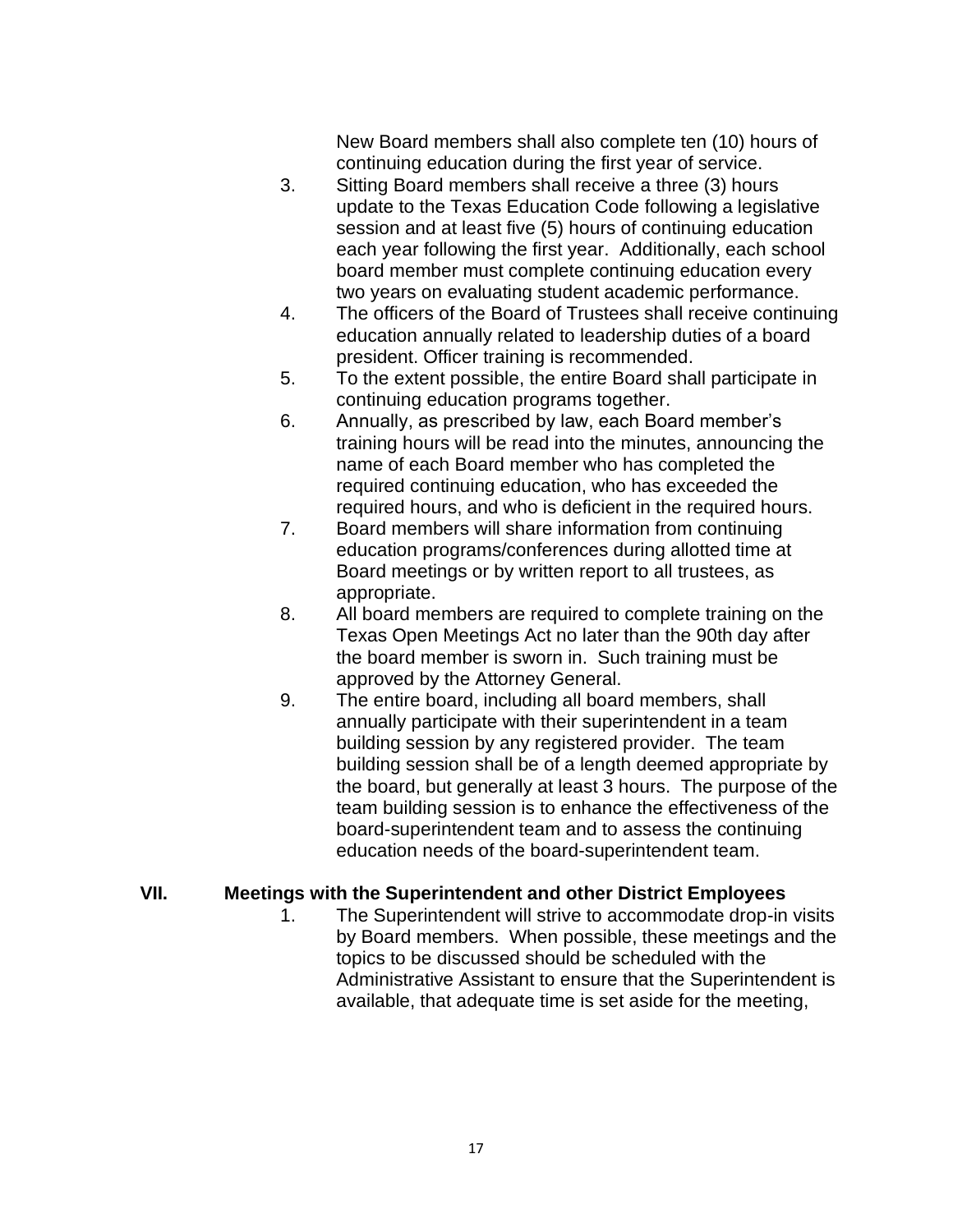New Board members shall also complete ten (10) hours of continuing education during the first year of service.

3. Sitting Board members shall receive a three (3) hours update to the Texas Education Code following a legislative session and at least five (5) hours of continuing education each year following the first year. Additionally, each school board member must complete continuing education every two years on evaluating student academic performance.
4. The officers of the Board of Trustees shall receive continuing education annually related to leadership duties of a board president. Officer training is recommended.
5. To the extent possible, the entire Board shall participate in continuing education programs together.
6. Annually, as prescribed by law, each Board member's training hours will be read into the minutes, announcing the name of each Board member who has completed the required continuing education, who has exceeded the required hours, and who is deficient in the required hours.
7. Board members will share information from continuing education programs/conferences during allotted time at Board meetings or by written report to all trustees, as appropriate.
8. All board members are required to complete training on the Texas Open Meetings Act no later than the 90th day after the board member is sworn in. Such training must be approved by the Attorney General.
9. The entire board, including all board members, shall annually participate with their superintendent in a team building session by any registered provider. The team building session shall be of a length deemed appropriate by the board, but generally at least 3 hours. The purpose of the team building session is to enhance the effectiveness of the board-superintendent team and to assess the continuing education needs of the board-superintendent team.

## VII. Meetings with the Superintendent and other District Employees

1. The Superintendent will strive to accommodate drop-in visits by Board members. When possible, these meetings and the topics to be discussed should be scheduled with the Administrative Assistant to ensure that the Superintendent is available, that adequate time is set aside for the meeting,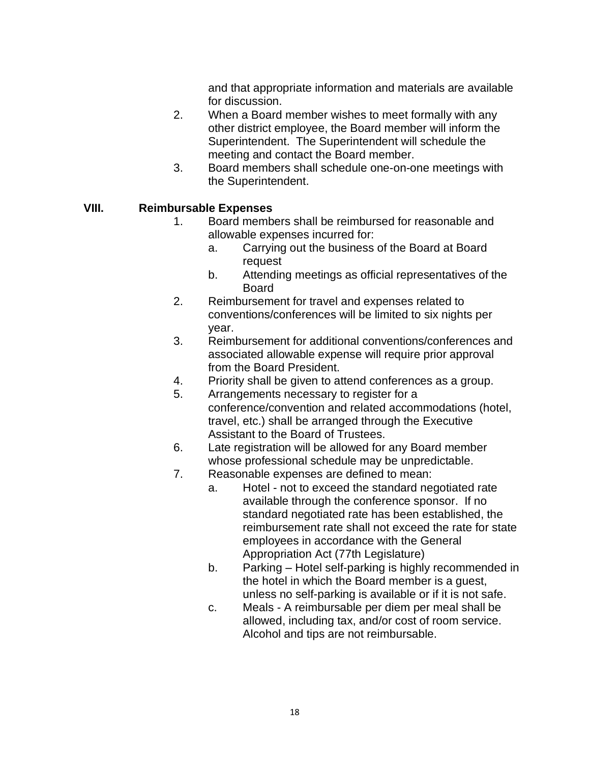and that appropriate information and materials are available for discussion.

2. When a Board member wishes to meet formally with any other district employee, the Board member will inform the Superintendent. The Superintendent will schedule the meeting and contact the Board member.
3. Board members shall schedule one-on-one meetings with the Superintendent.

## VIII. Reimbursable Expenses

1. Board members shall be reimbursed for reasonable and allowable expenses incurred for:
   a. Carrying out the business of the Board at Board request
   b. Attending meetings as official representatives of the Board
2. Reimbursement for travel and expenses related to conventions/conferences will be limited to six nights per year.
3. Reimbursement for additional conventions/conferences and associated allowable expense will require prior approval from the Board President.
4. Priority shall be given to attend conferences as a group.
5. Arrangements necessary to register for a conference/convention and related accommodations (hotel, travel, etc.) shall be arranged through the Executive Assistant to the Board of Trustees.
6. Late registration will be allowed for any Board member whose professional schedule may be unpredictable.
7. Reasonable expenses are defined to mean:
   a. Hotel - not to exceed the standard negotiated rate available through the conference sponsor. If no standard negotiated rate has been established, the reimbursement rate shall not exceed the rate for state employees in accordance with the General Appropriation Act (77th Legislature)
   b. Parking – Hotel self-parking is highly recommended in the hotel in which the Board member is a guest, unless no self-parking is available or if it is not safe.
   c. Meals - A reimbursable per diem per meal shall be allowed, including tax, and/or cost of room service. Alcohol and tips are not reimbursable.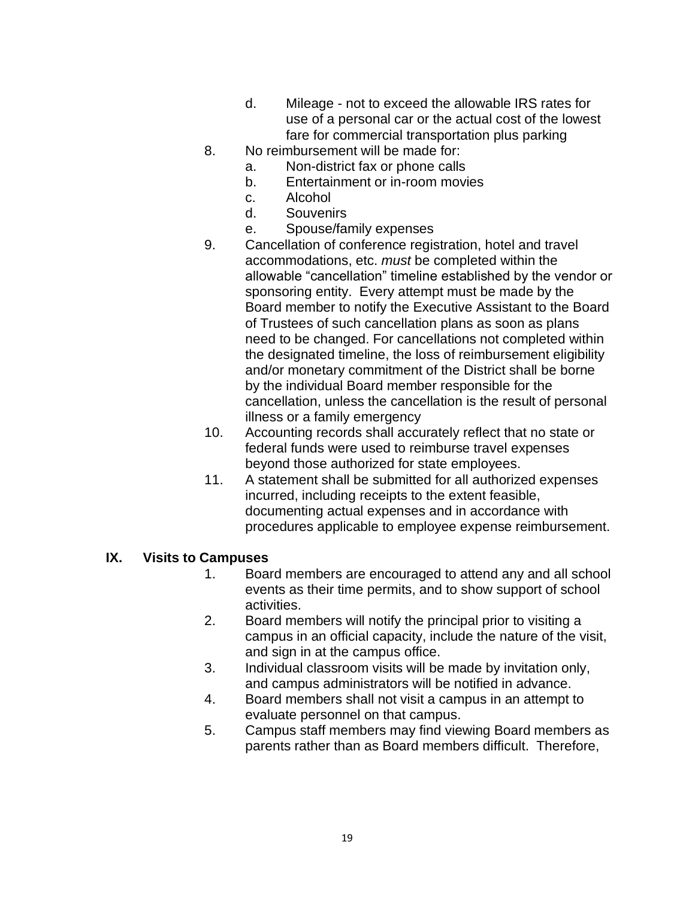d. Mileage - not to exceed the allowable IRS rates for use of a personal car or the actual cost of the lowest fare for commercial transportation plus parking

8. No reimbursement will be made for:
   a. Non-district fax or phone calls
   b. Entertainment or in-room movies
   c. Alcohol
   d. Souvenirs
   e. Spouse/family expenses
9. Cancellation of conference registration, hotel and travel accommodations, etc. *must* be completed within the allowable "cancellation" timeline established by the vendor or sponsoring entity. Every attempt must be made by the Board member to notify the Executive Assistant to the Board of Trustees of such cancellation plans as soon as plans need to be changed. For cancellations not completed within the designated timeline, the loss of reimbursement eligibility and/or monetary commitment of the District shall be borne by the individual Board member responsible for the cancellation, unless the cancellation is the result of personal illness or a family emergency
10. Accounting records shall accurately reflect that no state or federal funds were used to reimburse travel expenses beyond those authorized for state employees.
11. A statement shall be submitted for all authorized expenses incurred, including receipts to the extent feasible, documenting actual expenses and in accordance with procedures applicable to employee expense reimbursement.

## IX. Visits to Campuses

1. Board members are encouraged to attend any and all school events as their time permits, and to show support of school activities.
2. Board members will notify the principal prior to visiting a campus in an official capacity, include the nature of the visit, and sign in at the campus office.
3. Individual classroom visits will be made by invitation only, and campus administrators will be notified in advance.
4. Board members shall not visit a campus in an attempt to evaluate personnel on that campus.
5. Campus staff members may find viewing Board members as parents rather than as Board members difficult. Therefore,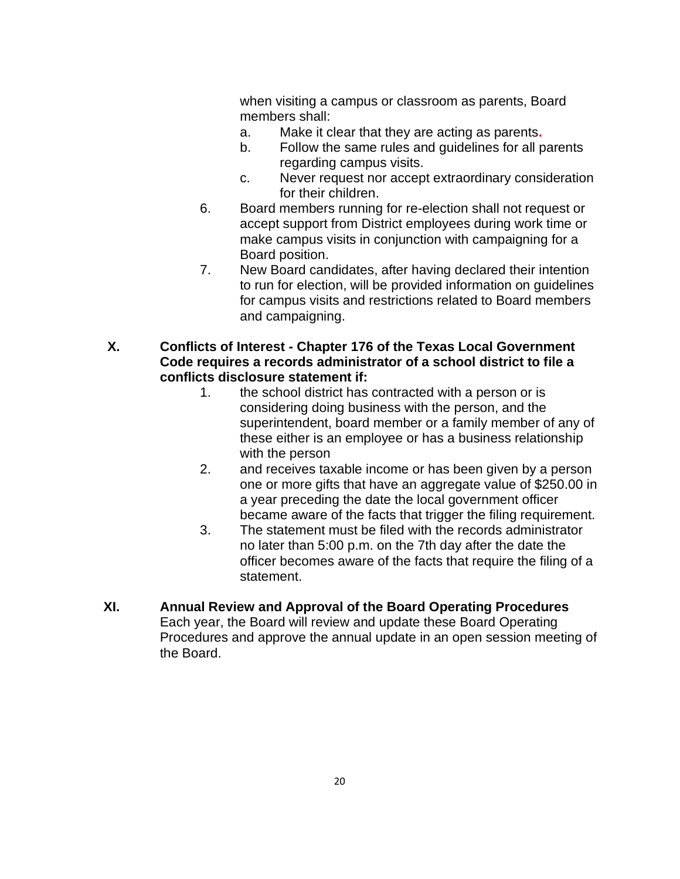when visiting a campus or classroom as parents, Board members shall:

a. Make it clear that they are acting as parents.
b. Follow the same rules and guidelines for all parents regarding campus visits.
c. Never request nor accept extraordinary consideration for their children.

6. Board members running for re-election shall not request or accept support from District employees during work time or make campus visits in conjunction with campaigning for a Board position.
7. New Board candidates, after having declared their intention to run for election, will be provided information on guidelines for campus visits and restrictions related to Board members and campaigning.

## X. Conflicts of Interest - Chapter 176 of the Texas Local Government Code requires a records administrator of a school district to file a conflicts disclosure statement if:

1. the school district has contracted with a person or is considering doing business with the person, and the superintendent, board member or a family member of any of these either is an employee or has a business relationship with the person
2. and receives taxable income or has been given by a person one or more gifts that have an aggregate value of $250.00 in a year preceding the date the local government officer became aware of the facts that trigger the filing requirement.
3. The statement must be filed with the records administrator no later than 5:00 p.m. on the 7th day after the date the officer becomes aware of the facts that require the filing of a statement.

## XI. Annual Review and Approval of the Board Operating Procedures

Each year, the Board will review and update these Board Operating Procedures and approve the annual update in an open session meeting of the Board.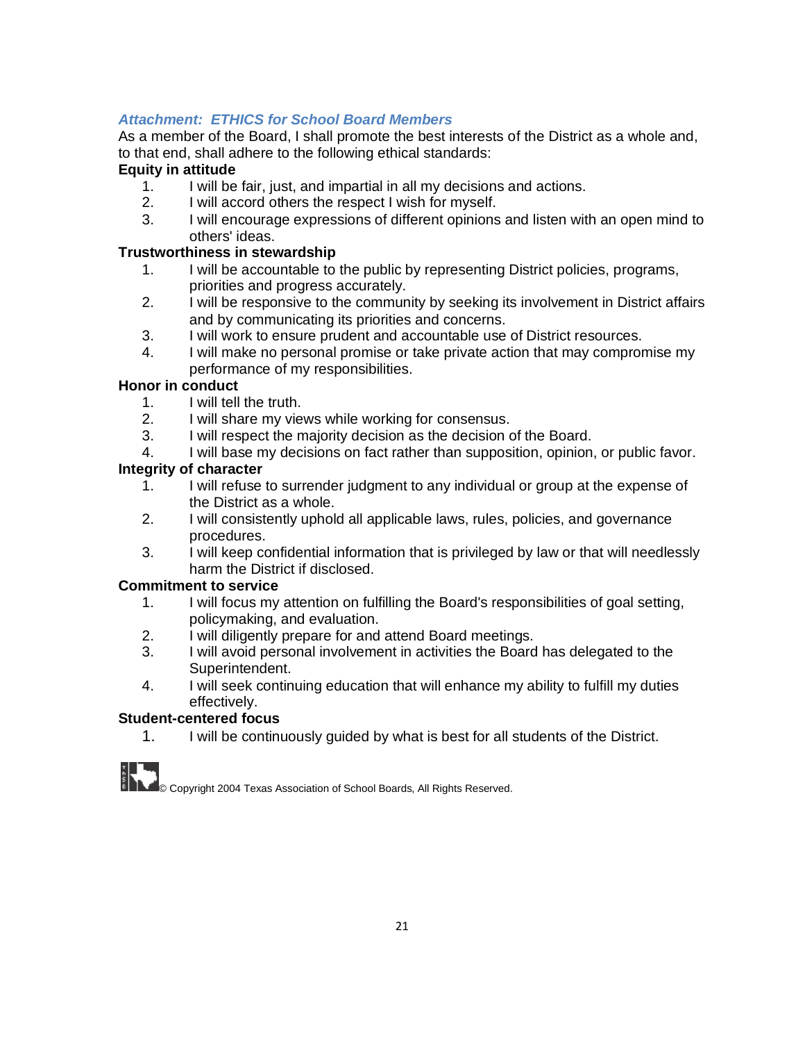***Attachment: ETHICS for School Board Members***

As a member of the Board, I shall promote the best interests of the District as a whole and, to that end, shall adhere to the following ethical standards:

**Equity in attitude**

1. I will be fair, just, and impartial in all my decisions and actions.
2. I will accord others the respect I wish for myself.
3. I will encourage expressions of different opinions and listen with an open mind to others' ideas.

**Trustworthiness in stewardship**

1. I will be accountable to the public by representing District policies, programs, priorities and progress accurately.
2. I will be responsive to the community by seeking its involvement in District affairs and by communicating its priorities and concerns.
3. I will work to ensure prudent and accountable use of District resources.
4. I will make no personal promise or take private action that may compromise my performance of my responsibilities.

**Honor in conduct**

1. I will tell the truth.
2. I will share my views while working for consensus.
3. I will respect the majority decision as the decision of the Board.
4. I will base my decisions on fact rather than supposition, opinion, or public favor.

**Integrity of character**

1. I will refuse to surrender judgment to any individual or group at the expense of the District as a whole.
2. I will consistently uphold all applicable laws, rules, policies, and governance procedures.
3. I will keep confidential information that is privileged by law or that will needlessly harm the District if disclosed.

**Commitment to service**

1. I will focus my attention on fulfilling the Board's responsibilities of goal setting, policymaking, and evaluation.
2. I will diligently prepare for and attend Board meetings.
3. I will avoid personal involvement in activities the Board has delegated to the Superintendent.
4. I will seek continuing education that will enhance my ability to fulfill my duties effectively.

**Student-centered focus**

1. I will be continuously guided by what is best for all students of the District.

© Copyright 2004 Texas Association of School Boards, All Rights Reserved.